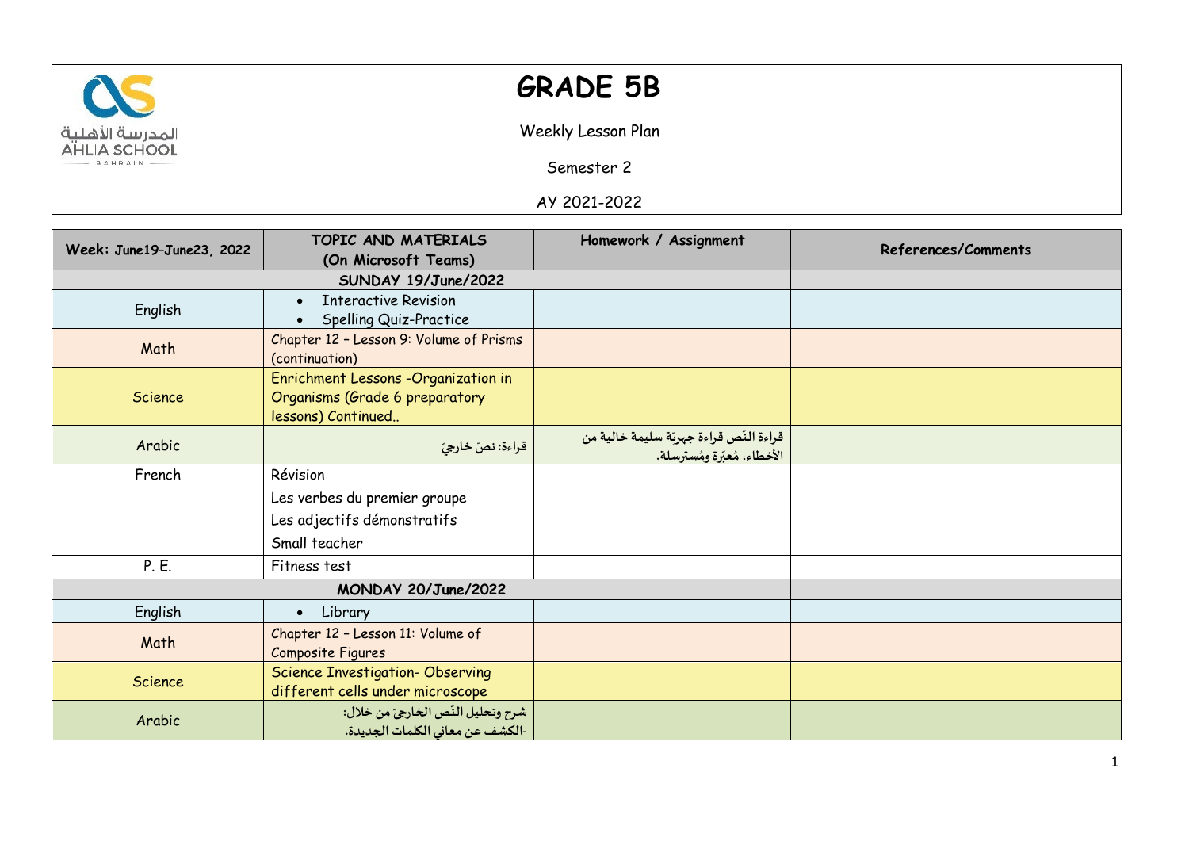المدرسة الأهلية
AHLIA SCHOOL
BAHRAIN

# GRADE 5B

Weekly Lesson Plan

Semester 2

AY 2021-2022

| Week: June19–June23, 2022 | TOPIC AND MATERIALS (On Microsoft Teams) | Homework / Assignment | References/Comments |
|---|---|---|---|
| **SUNDAY 19/June/2022** | | | |
| English | • Interactive Revision<br>• Spelling Quiz-Practice | | |
| Math | Chapter 12 – Lesson 9: Volume of Prisms (continuation) | | |
| Science | Enrichment Lessons -Organization in Organisms (Grade 6 preparatory lessons) Continued.. | | |
| Arabic | قراءة: نصّ خارجيّ | قراءة النّص قراءة جهريّة سليمة خالية من الأخطاء، مُعبّرة ومُسترسلة. | |
| French | Révision<br>Les verbes du premier groupe<br>Les adjectifs démonstratifs<br>Small teacher | | |
| P. E. | Fitness test | | |
| **MONDAY 20/June/2022** | | | |
| English | • Library | | |
| Math | Chapter 12 – Lesson 11: Volume of Composite Figures | | |
| Science | Science Investigation- Observing different cells under microscope | | |
| Arabic | شرح وتحليل النّص الخارجيّ من خلال:<br>-الكشف عن معاني الكلمات الجديدة. | | |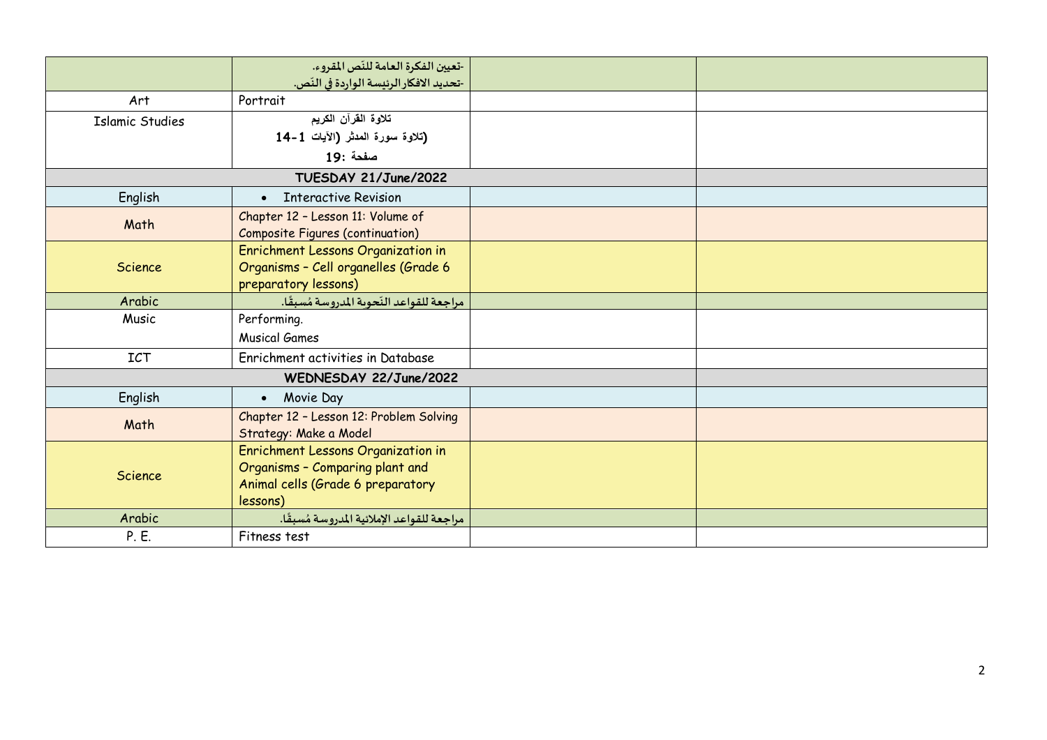| | | | |
|---|---|---|---|
| | -تعيين الفكرة العامة للنّص المقروء.<br>-تحديد الافكار الرئيسة الواردة في النّص. | | |
| Art | Portrait | | |
| Islamic Studies | تلاوة القرآن الكريم<br>(تلاوة سورة المدثر (الآيات 1-14<br>صفحة :19 | | |
| TUESDAY 21/June/2022 | | | |
| English | • Interactive Revision | | |
| Math | Chapter 12 – Lesson 11: Volume of Composite Figures (continuation) | | |
| Science | Enrichment Lessons Organization in Organisms – Cell organelles (Grade 6 preparatory lessons) | | |
| Arabic | مراجعة للقواعد النّحوية المدروسة مُسبقًا. | | |
| Music | Performing.<br>Musical Games | | |
| ICT | Enrichment activities in Database | | |
| WEDNESDAY 22/June/2022 | | | |
| English | • Movie Day | | |
| Math | Chapter 12 – Lesson 12: Problem Solving Strategy: Make a Model | | |
| Science | Enrichment Lessons Organization in Organisms – Comparing plant and Animal cells (Grade 6 preparatory lessons) | | |
| Arabic | مراجعة للقواعد الإملائية المدروسة مُسبقًا. | | |
| P. E. | Fitness test | | |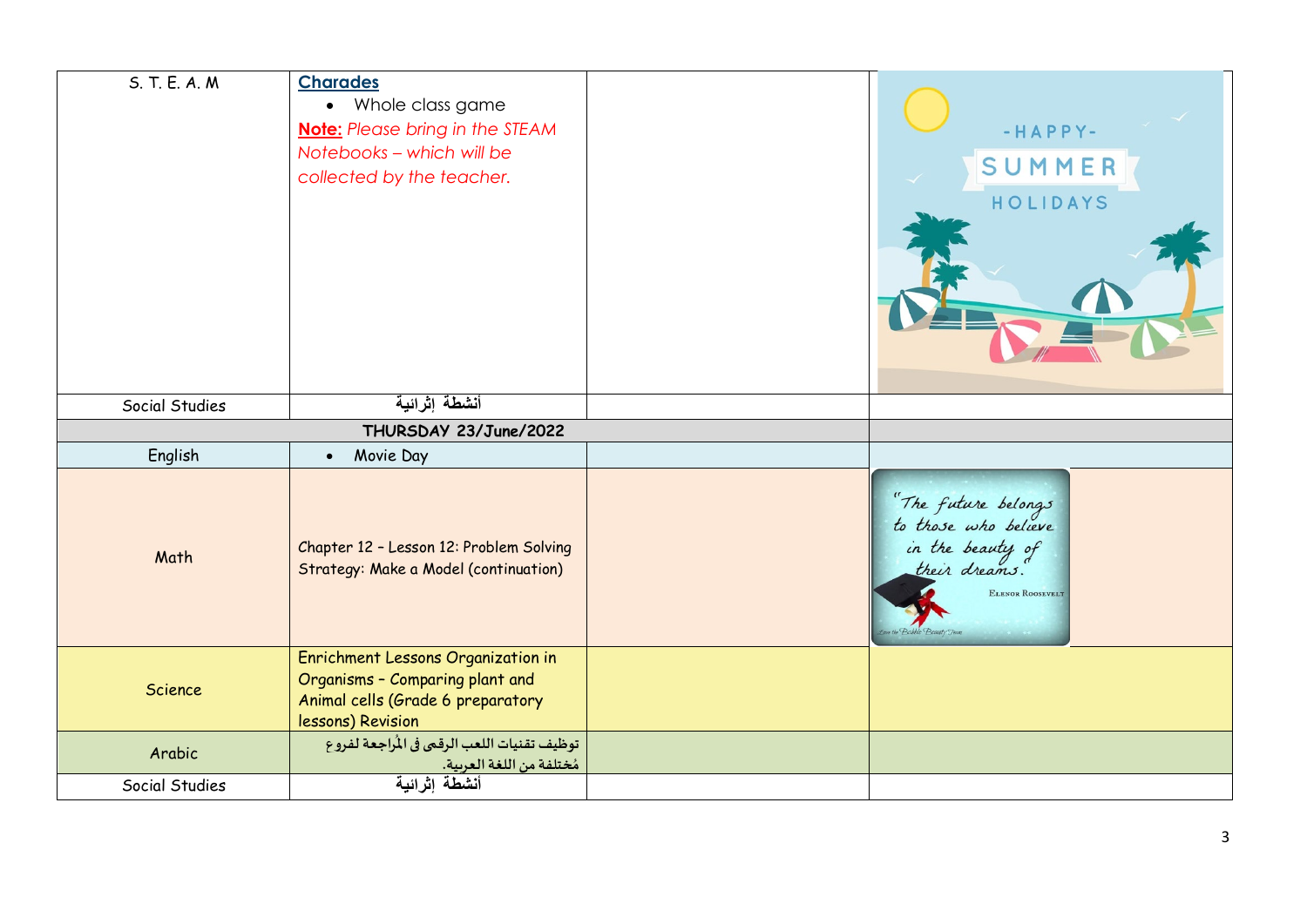| S. T. E. A. M | **Charades**<br>• Whole class game<br>**Note:** *Please bring in the STEAM Notebooks – which will be collected by the teacher.* | | |
|---|---|---|---|
| Social Studies | أنشطة إثرائية | | |
| **THURSDAY 23/June/2022** | | | |
| English | • Movie Day | | |
| Math | Chapter 12 – Lesson 12: Problem Solving Strategy: Make a Model (continuation) | | |
| Science | Enrichment Lessons Organization in Organisms – Comparing plant and Animal cells (Grade 6 preparatory lessons) Revision | | |
| Arabic | توظيف تقنيات اللعب الرقمى فى المُراجعة لفروع مُختلفة من اللغة العربية. | | |
| Social Studies | أنشطة إثرائية | | |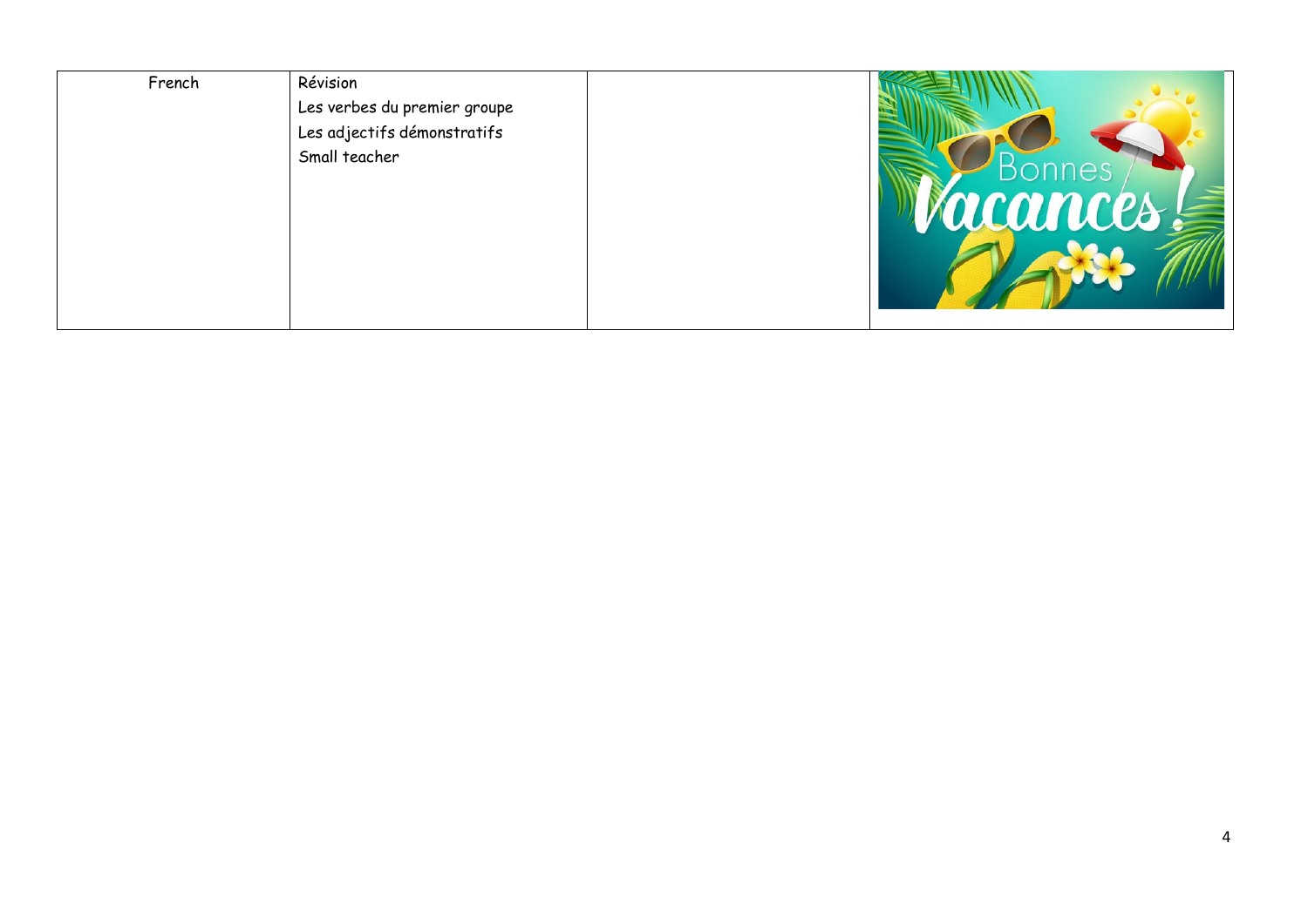| | | | |
|---|---|---|---|
| French | Révision<br>Les verbes du premier groupe<br>Les adjectifs démonstratifs<br>Small teacher | | |